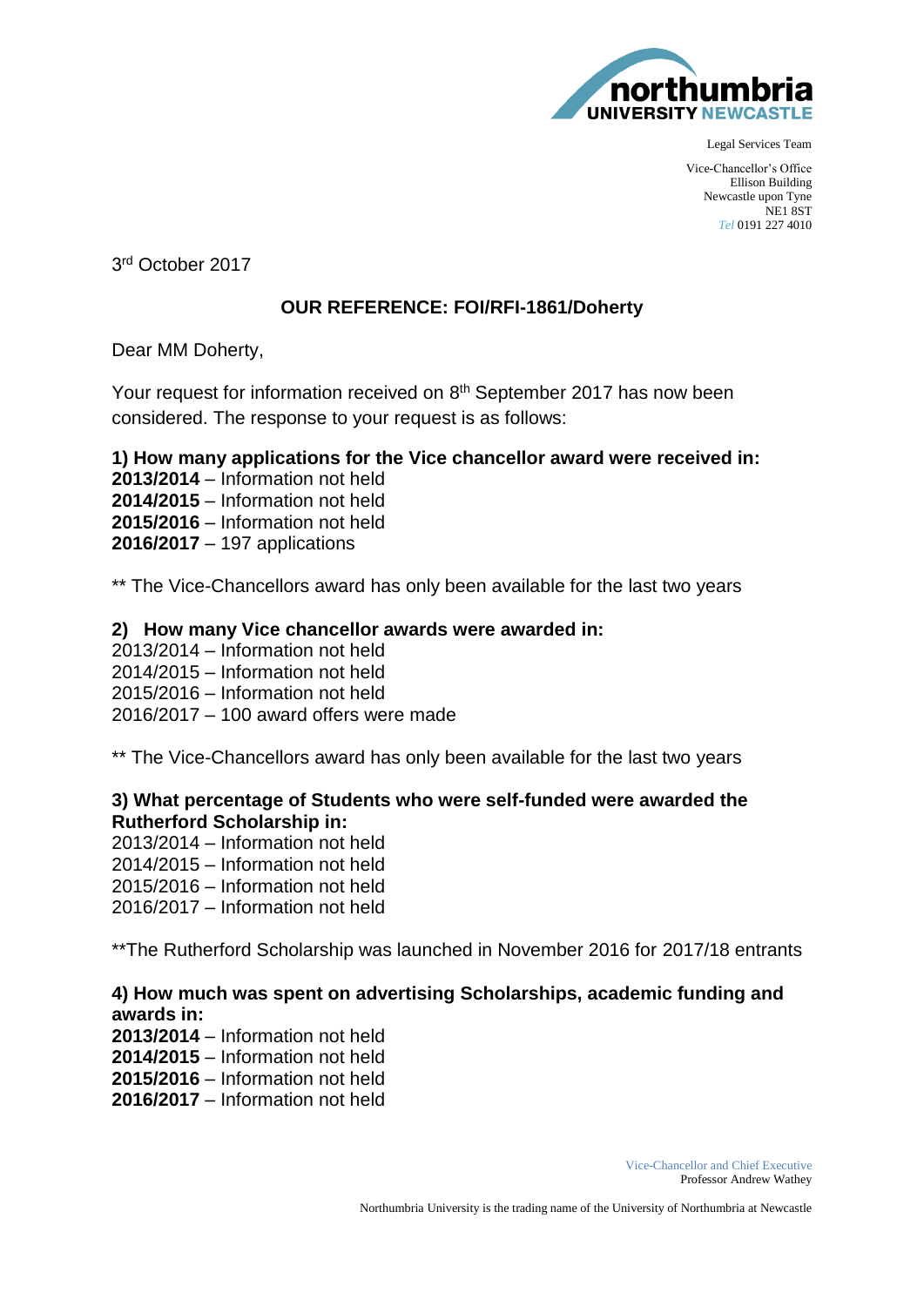Legal Services Team

Vice-Chancellor's Office
Ellison Building
Newcastle upon Tyne
NE1 8ST
*Tel* 0191 227 4010

3rd October 2017

**OUR REFERENCE: FOI/RFI-1861/Doherty**

Dear MM Doherty,

Your request for information received on 8th September 2017 has now been considered. The response to your request is as follows:

**1) How many applications for the Vice chancellor award were received in:**
**2013/2014** – Information not held
**2014/2015** – Information not held
**2015/2016** – Information not held
**2016/2017** – 197 applications

** The Vice-Chancellors award has only been available for the last two years

**2) How many Vice chancellor awards were awarded in:**
2013/2014 – Information not held
2014/2015 – Information not held
2015/2016 – Information not held
2016/2017 – 100 award offers were made

** The Vice-Chancellors award has only been available for the last two years

**3) What percentage of Students who were self-funded were awarded the Rutherford Scholarship in:**
2013/2014 – Information not held
2014/2015 – Information not held
2015/2016 – Information not held
2016/2017 – Information not held

**The Rutherford Scholarship was launched in November 2016 for 2017/18 entrants

**4) How much was spent on advertising Scholarships, academic funding and awards in:**
**2013/2014** – Information not held
**2014/2015** – Information not held
**2015/2016** – Information not held
**2016/2017** – Information not held

Vice-Chancellor and Chief Executive
Professor Andrew Wathey

Northumbria University is the trading name of the University of Northumbria at Newcastle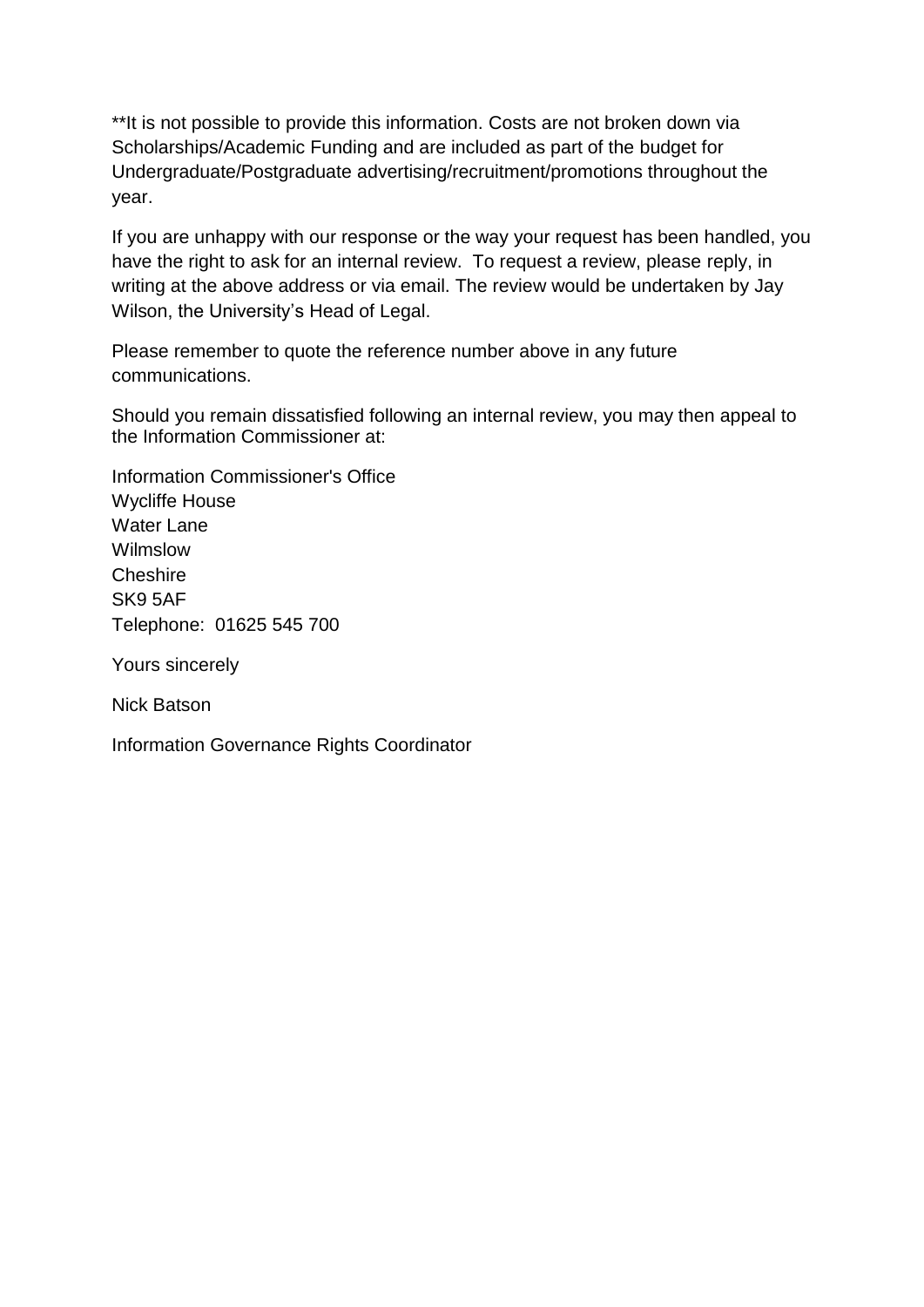**It is not possible to provide this information. Costs are not broken down via Scholarships/Academic Funding and are included as part of the budget for Undergraduate/Postgraduate advertising/recruitment/promotions throughout the year.

If you are unhappy with our response or the way your request has been handled, you have the right to ask for an internal review. To request a review, please reply, in writing at the above address or via email. The review would be undertaken by Jay Wilson, the University's Head of Legal.

Please remember to quote the reference number above in any future communications.

Should you remain dissatisfied following an internal review, you may then appeal to the Information Commissioner at:

Information Commissioner's Office
Wycliffe House
Water Lane
Wilmslow
Cheshire
SK9 5AF
Telephone: 01625 545 700

Yours sincerely

Nick Batson

Information Governance Rights Coordinator